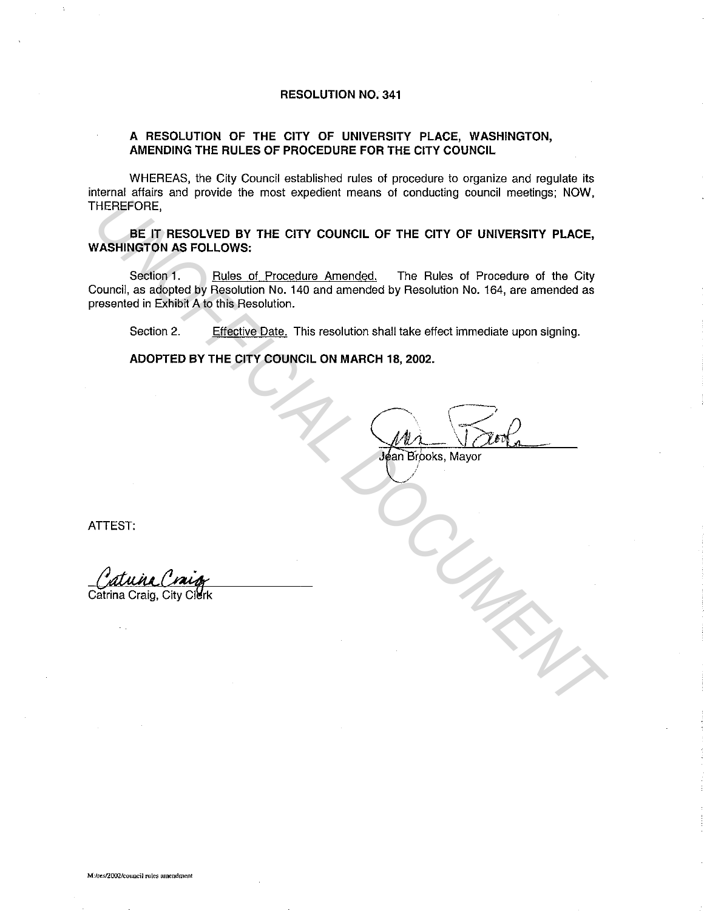# RESOLUTION NO. 341

## A RESOLUTION OF THE CITY OF UNIVERSITY PLACE, WASHINGTON, AMENDING THE RULES OF PROCEDURE FOR THE CITY COUNCIL

WHEREAS, the City Council established rules of procedure to organize and regulate its internal affairs and provide the most expedient means of conducting council meetings; NOW, THEREFORE,

**BE IT RESOLVED BY THE CITY COUNCIL OF THE CITY OF UNIVERSITY PLACE, WASHINGTON AS FOLLOWS:**

Section 1. Rules of Procedure Amended. The Rules of Procedure of the City Council, as adopted by Resolution No. 140 and amended by Resolution No. 164, are amended as presented in Exhibit A to this Resolution.

Section 2. Effective Date. This resolution shall take effect immediate upon signing.

**ADOPTED BY THE CITY COUNCIL ON MARCH 18, 2002.**

Jean Brooks, Mayor

ATTEST:

Catrina Craig, City Clerk

M:/res/2002/council rules amendment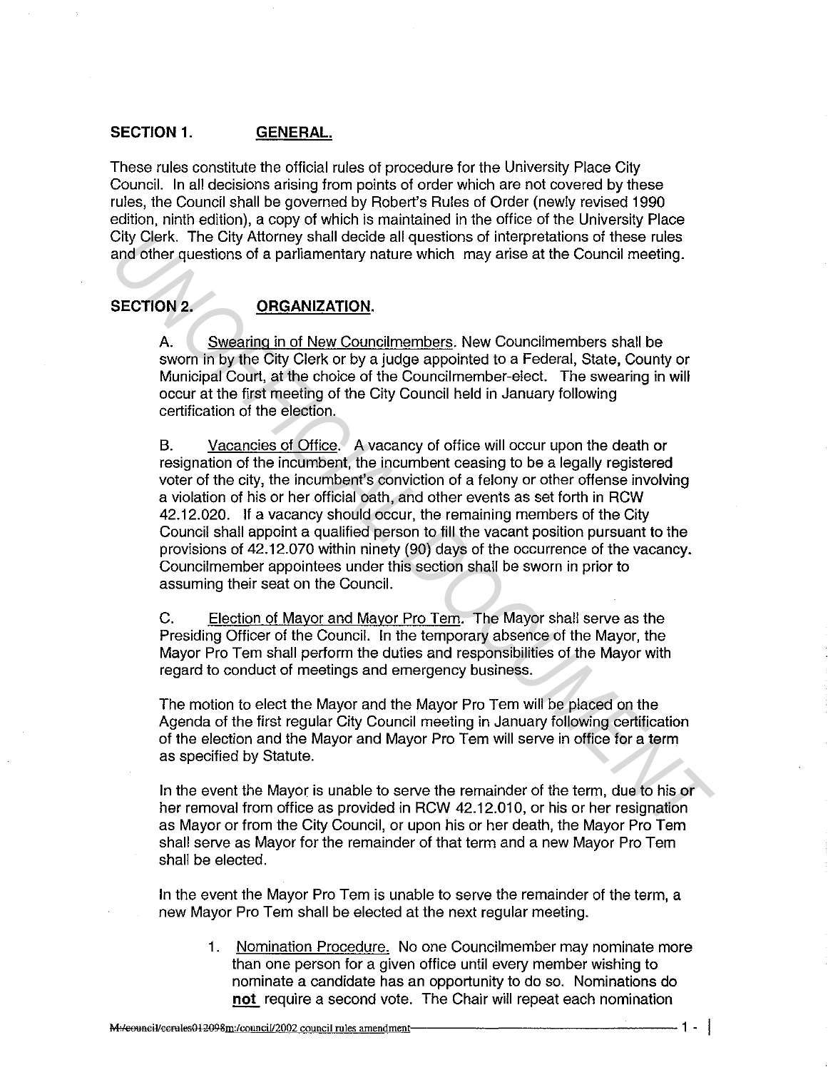## SECTION 1. GENERAL.

These rules constitute the official rules of procedure for the University Place City Council. In all decisions arising from points of order which are not covered by these rules, the Council shall be governed by Robert's Rules of Order (newly revised 1990 edition, ninth edition), a copy of which is maintained in the office of the University Place City Clerk. The City Attorney shall decide all questions of interpretations of these rules and other questions of a parliamentary nature which may arise at the Council meeting.

## SECTION 2. ORGANIZATION.

A. Swearing in of New Councilmembers. New Councilmembers shall be sworn in by the City Clerk or by a judge appointed to a Federal, State, County or Municipal Court, at the choice of the Councilmember-elect. The swearing in will occur at the first meeting of the City Council held in January following certification of the election.

B. Vacancies of Office. A vacancy of office will occur upon the death or resignation of the incumbent, the incumbent ceasing to be a legally registered voter of the city, the incumbent's conviction of a felony or other offense involving a violation of his or her official oath, and other events as set forth in RCW 42.12.020. If a vacancy should occur, the remaining members of the City Council shall appoint a qualified person to fill the vacant position pursuant to the provisions of 42.12.070 within ninety (90) days of the occurrence of the vacancy. Councilmember appointees under this section shall be sworn in prior to assuming their seat on the Council.

C. Election of Mayor and Mayor Pro Tem. The Mayor shall serve as the Presiding Officer of the Council. In the temporary absence of the Mayor, the Mayor Pro Tem shall perform the duties and responsibilities of the Mayor with regard to conduct of meetings and emergency business.

The motion to elect the Mayor and the Mayor Pro Tem will be placed on the Agenda of the first regular City Council meeting in January following certification of the election and the Mayor and Mayor Pro Tem will serve in office for a term as specified by Statute.

In the event the Mayor is unable to serve the remainder of the term, due to his or her removal from office as provided in RCW 42.12.010, or his or her resignation as Mayor or from the City Council, or upon his or her death, the Mayor Pro Tem shall serve as Mayor for the remainder of that term and a new Mayor Pro Tem shall be elected.

In the event the Mayor Pro Tem is unable to serve the remainder of the term, a new Mayor Pro Tem shall be elected at the next regular meeting.

1. Nomination Procedure. No one Councilmember may nominate more than one person for a given office until every member wishing to nominate a candidate has an opportunity to do so. Nominations do **not** require a second vote. The Chair will repeat each nomination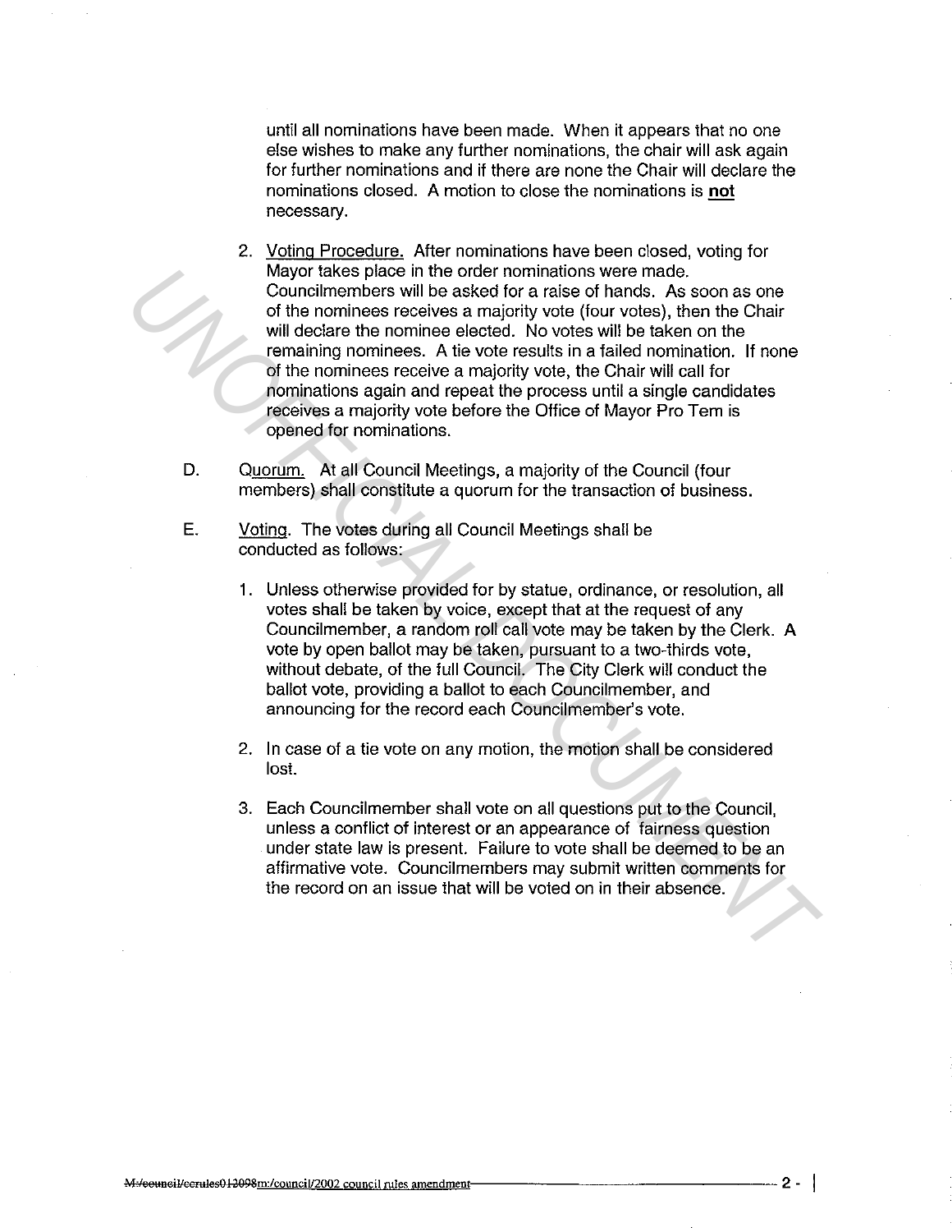until all nominations have been made. When it appears that no one else wishes to make any further nominations, the chair will ask again for further nominations and if there are none the Chair will declare the nominations closed. A motion to close the nominations is **not** necessary.

2. Voting Procedure. After nominations have been closed, voting for Mayor takes place in the order nominations were made. Councilmembers will be asked for a raise of hands. As soon as one of the nominees receives a majority vote (four votes), then the Chair will declare the nominee elected. No votes will be taken on the remaining nominees. A tie vote results in a failed nomination. If none of the nominees receive a majority vote, the Chair will call for nominations again and repeat the process until a single candidates receives a majority vote before the Office of Mayor Pro Tem is opened for nominations.

D. Quorum. At all Council Meetings, a majority of the Council (four members) shall constitute a quorum for the transaction of business.

E. Voting. The votes during all Council Meetings shall be conducted as follows:

1. Unless otherwise provided for by statue, ordinance, or resolution, all votes shall be taken by voice, except that at the request of any Councilmember, a random roll call vote may be taken by the Clerk. A vote by open ballot may be taken, pursuant to a two-thirds vote, without debate, of the full Council. The City Clerk will conduct the ballot vote, providing a ballot to each Councilmember, and announcing for the record each Councilmember's vote.

2. In case of a tie vote on any motion, the motion shall be considered lost.

3. Each Councilmember shall vote on all questions put to the Council, unless a conflict of interest or an appearance of fairness question under state law is present. Failure to vote shall be deemed to be an affirmative vote. Councilmembers may submit written comments for the record on an issue that will be voted on in their absence.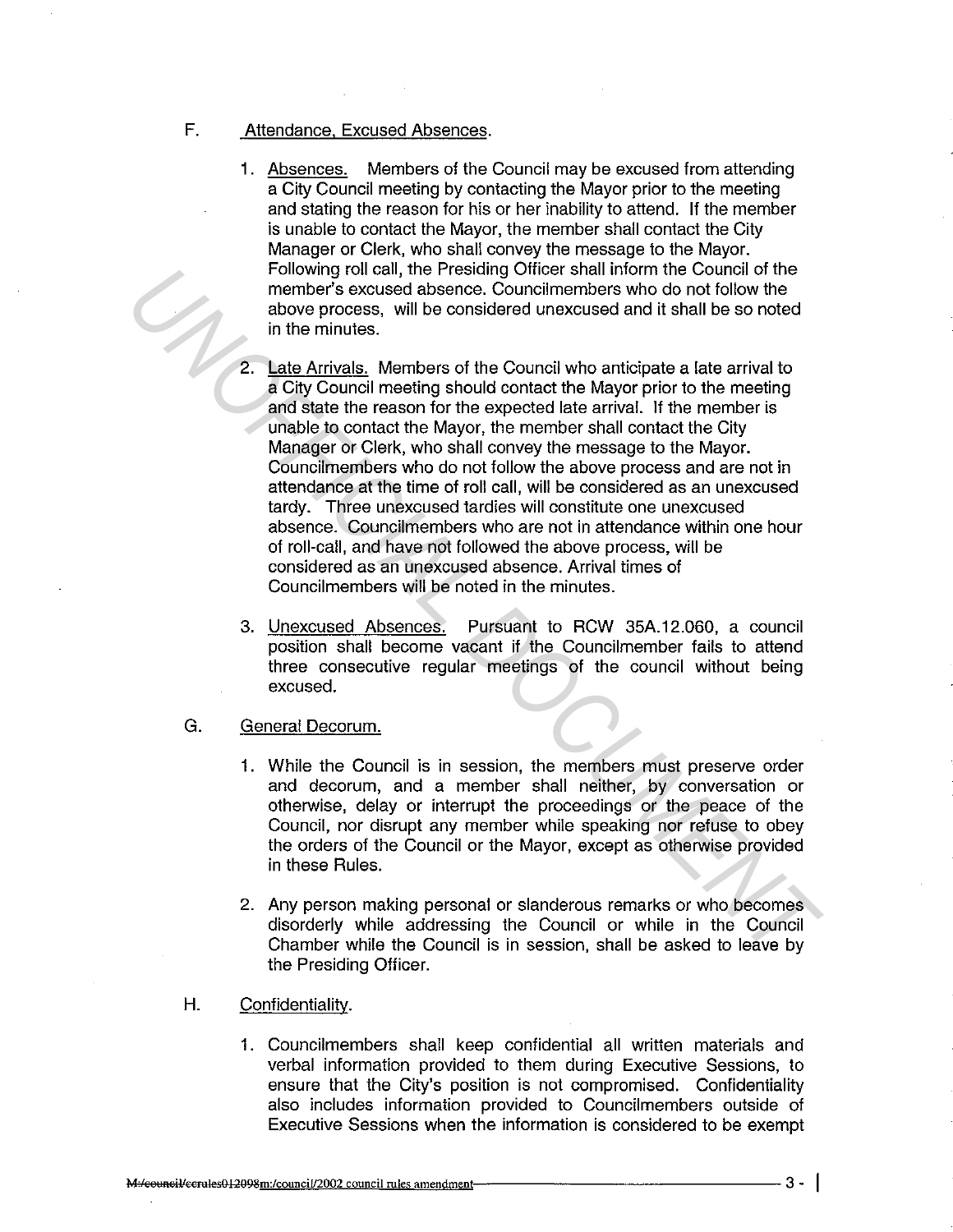F. Attendance, Excused Absences.

1. Absences. Members of the Council may be excused from attending a City Council meeting by contacting the Mayor prior to the meeting and stating the reason for his or her inability to attend. If the member is unable to contact the Mayor, the member shall contact the City Manager or Clerk, who shall convey the message to the Mayor. Following roll call, the Presiding Officer shall inform the Council of the member's excused absence. Councilmembers who do not follow the above process, will be considered unexcused and it shall be so noted in the minutes.

2. Late Arrivals. Members of the Council who anticipate a late arrival to a City Council meeting should contact the Mayor prior to the meeting and state the reason for the expected late arrival. If the member is unable to contact the Mayor, the member shall contact the City Manager or Clerk, who shall convey the message to the Mayor. Councilmembers who do not follow the above process and are not in attendance at the time of roll call, will be considered as an unexcused tardy. Three unexcused tardies will constitute one unexcused absence. Councilmembers who are not in attendance within one hour of roll-call, and have not followed the above process, will be considered as an unexcused absence. Arrival times of Councilmembers will be noted in the minutes.

3. Unexcused Absences. Pursuant to RCW 35A.12.060, a council position shall become vacant if the Councilmember fails to attend three consecutive regular meetings of the council without being excused.

G. General Decorum.

1. While the Council is in session, the members must preserve order and decorum, and a member shall neither, by conversation or otherwise, delay or interrupt the proceedings or the peace of the Council, nor disrupt any member while speaking nor refuse to obey the orders of the Council or the Mayor, except as otherwise provided in these Rules.

2. Any person making personal or slanderous remarks or who becomes disorderly while addressing the Council or while in the Council Chamber while the Council is in session, shall be asked to leave by the Presiding Officer.

H. Confidentiality.

1. Councilmembers shall keep confidential all written materials and verbal information provided to them during Executive Sessions, to ensure that the City's position is not compromised. Confidentiality also includes information provided to Councilmembers outside of Executive Sessions when the information is considered to be exempt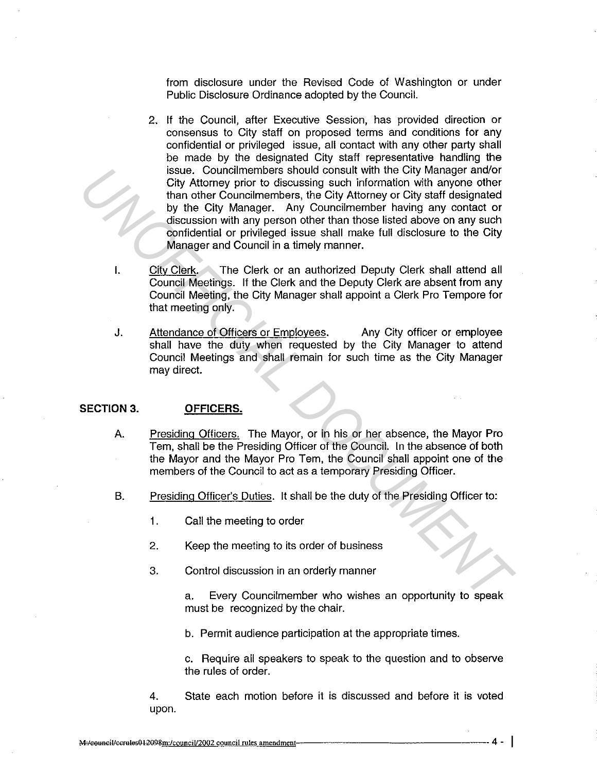from disclosure under the Revised Code of Washington or under Public Disclosure Ordinance adopted by the Council.

2. If the Council, after Executive Session, has provided direction or consensus to City staff on proposed terms and conditions for any confidential or privileged issue, all contact with any other party shall be made by the designated City staff representative handling the issue. Councilmembers should consult with the City Manager and/or City Attorney prior to discussing such information with anyone other than other Councilmembers, the City Attorney or City staff designated by the City Manager. Any Councilmember having any contact or discussion with any person other than those listed above on any such confidential or privileged issue shall make full disclosure to the City Manager and Council in a timely manner.

I. City Clerk. The Clerk or an authorized Deputy Clerk shall attend all Council Meetings. If the Clerk and the Deputy Clerk are absent from any Council Meeting, the City Manager shall appoint a Clerk Pro Tempore for that meeting only.

J. Attendance of Officers or Employees. Any City officer or employee shall have the duty when requested by the City Manager to attend Council Meetings and shall remain for such time as the City Manager may direct.

## SECTION 3. OFFICERS.

A. Presiding Officers. The Mayor, or in his or her absence, the Mayor Pro Tem, shall be the Presiding Officer of the Council. In the absence of both the Mayor and the Mayor Pro Tem, the Council shall appoint one of the members of the Council to act as a temporary Presiding Officer.

B. Presiding Officer's Duties. It shall be the duty of the Presiding Officer to:

1. Call the meeting to order

2. Keep the meeting to its order of business

3. Control discussion in an orderly manner

   a. Every Councilmember who wishes an opportunity to speak must be recognized by the chair.

   b. Permit audience participation at the appropriate times.

   c. Require all speakers to speak to the question and to observe the rules of order.

4. State each motion before it is discussed and before it is voted upon.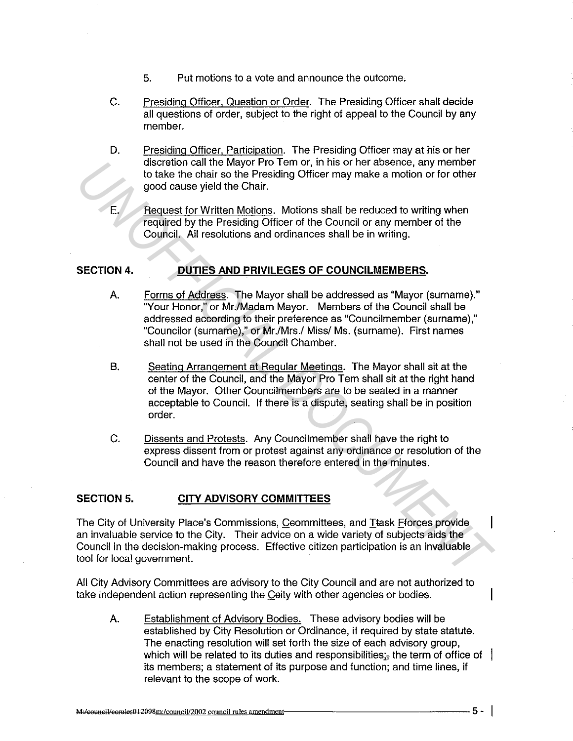5. Put motions to a vote and announce the outcome.

C. Presiding Officer, Question or Order. The Presiding Officer shall decide all questions of order, subject to the right of appeal to the Council by any member.

D. Presiding Officer, Participation. The Presiding Officer may at his or her discretion call the Mayor Pro Tem or, in his or her absence, any member to take the chair so the Presiding Officer may make a motion or for other good cause yield the Chair.

E. Request for Written Motions. Motions shall be reduced to writing when required by the Presiding Officer of the Council or any member of the Council. All resolutions and ordinances shall be in writing.

## SECTION 4. DUTIES AND PRIVILEGES OF COUNCILMEMBERS.

A. Forms of Address. The Mayor shall be addressed as "Mayor (surname)." "Your Honor," or Mr./Madam Mayor. Members of the Council shall be addressed according to their preference as "Councilmember (surname)," "Councilor (surname)," or Mr./Mrs./ Miss/ Ms. (surname). First names shall not be used in the Council Chamber.

B. Seating Arrangement at Regular Meetings. The Mayor shall sit at the center of the Council, and the Mayor Pro Tem shall sit at the right hand of the Mayor. Other Councilmembers are to be seated in a manner acceptable to Council. If there is a dispute, seating shall be in position order.

C. Dissents and Protests. Any Councilmember shall have the right to express dissent from or protest against any ordinance or resolution of the Council and have the reason therefore entered in the minutes.

## SECTION 5. CITY ADVISORY COMMITTEES

The City of University Place's Commissions, Ccommittees, and Ttask Fforces provide an invaluable service to the City. Their advice on a wide variety of subjects aids the Council in the decision-making process. Effective citizen participation is an invaluable tool for local government.

All City Advisory Committees are advisory to the City Council and are not authorized to take independent action representing the Ccity with other agencies or bodies.

A. Establishment of Advisory Bodies. These advisory bodies will be established by City Resolution or Ordinance, if required by state statute. The enacting resolution will set forth the size of each advisory group, which will be related to its duties and responsibilities;, the term of office of its members; a statement of its purpose and function; and time lines, if relevant to the scope of work.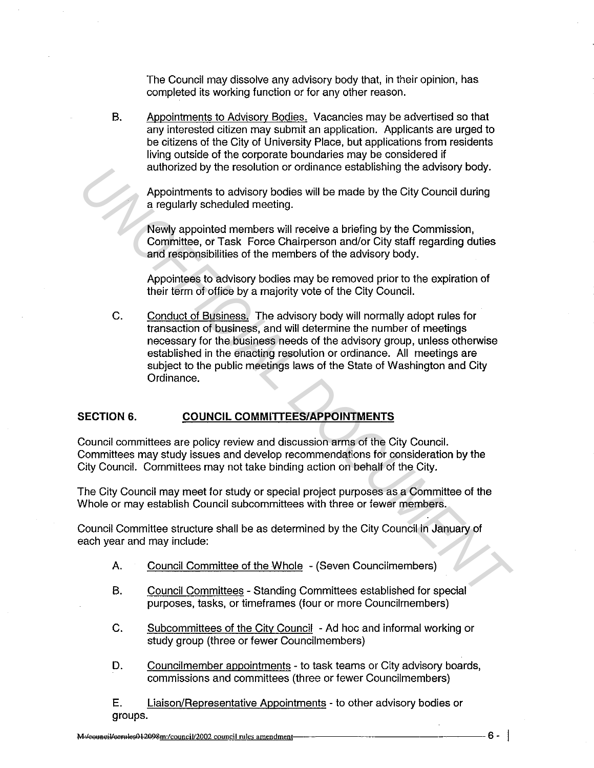The Council may dissolve any advisory body that, in their opinion, has completed its working function or for any other reason.

B. Appointments to Advisory Bodies. Vacancies may be advertised so that any interested citizen may submit an application. Applicants are urged to be citizens of the City of University Place, but applications from residents living outside of the corporate boundaries may be considered if authorized by the resolution or ordinance establishing the advisory body.

Appointments to advisory bodies will be made by the City Council during a regularly scheduled meeting.

Newly appointed members will receive a briefing by the Commission, Committee, or Task Force Chairperson and/or City staff regarding duties and responsibilities of the members of the advisory body.

Appointees to advisory bodies may be removed prior to the expiration of their term of office by a majority vote of the City Council.

C. Conduct of Business. The advisory body will normally adopt rules for transaction of business, and will determine the number of meetings necessary for the business needs of the advisory group, unless otherwise established in the enacting resolution or ordinance. All meetings are subject to the public meetings laws of the State of Washington and City Ordinance.

## SECTION 6. COUNCIL COMMITTEES/APPOINTMENTS

Council committees are policy review and discussion arms of the City Council. Committees may study issues and develop recommendations for consideration by the City Council. Committees may not take binding action on behalf of the City.

The City Council may meet for study or special project purposes as a Committee of the Whole or may establish Council subcommittees with three or fewer members.

Council Committee structure shall be as determined by the City Council in January of each year and may include:

A. Council Committee of the Whole - (Seven Councilmembers)

B. Council Committees - Standing Committees established for special purposes, tasks, or timeframes (four or more Councilmembers)

C. Subcommittees of the City Council - Ad hoc and informal working or study group (three or fewer Councilmembers)

D. Councilmember appointments - to task teams or City advisory boards, commissions and committees (three or fewer Councilmembers)

E. Liaison/Representative Appointments - to other advisory bodies or groups.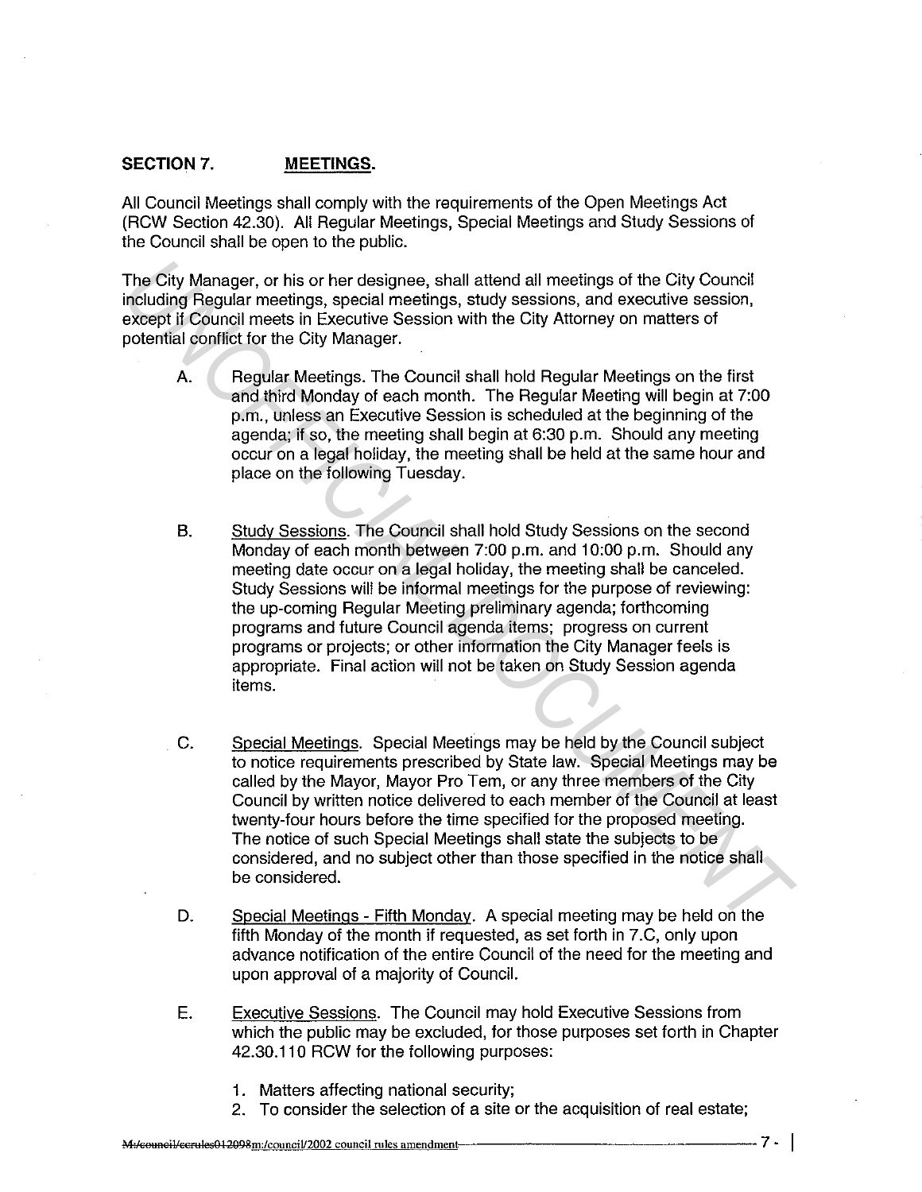## SECTION 7. MEETINGS.

All Council Meetings shall comply with the requirements of the Open Meetings Act (RCW Section 42.30). All Regular Meetings, Special Meetings and Study Sessions of the Council shall be open to the public.

The City Manager, or his or her designee, shall attend all meetings of the City Council including Regular meetings, special meetings, study sessions, and executive session, except if Council meets in Executive Session with the City Attorney on matters of potential conflict for the City Manager.

A. Regular Meetings. The Council shall hold Regular Meetings on the first and third Monday of each month. The Regular Meeting will begin at 7:00 p.m., unless an Executive Session is scheduled at the beginning of the agenda; if so, the meeting shall begin at 6:30 p.m. Should any meeting occur on a legal holiday, the meeting shall be held at the same hour and place on the following Tuesday.

B. Study Sessions. The Council shall hold Study Sessions on the second Monday of each month between 7:00 p.m. and 10:00 p.m. Should any meeting date occur on a legal holiday, the meeting shall be canceled. Study Sessions will be informal meetings for the purpose of reviewing: the up-coming Regular Meeting preliminary agenda; forthcoming programs and future Council agenda items; progress on current programs or projects; or other information the City Manager feels is appropriate. Final action will not be taken on Study Session agenda items.

C. Special Meetings. Special Meetings may be held by the Council subject to notice requirements prescribed by State law. Special Meetings may be called by the Mayor, Mayor Pro Tem, or any three members of the City Council by written notice delivered to each member of the Council at least twenty-four hours before the time specified for the proposed meeting. The notice of such Special Meetings shall state the subjects to be considered, and no subject other than those specified in the notice shall be considered.

D. Special Meetings - Fifth Monday. A special meeting may be held on the fifth Monday of the month if requested, as set forth in 7.C, only upon advance notification of the entire Council of the need for the meeting and upon approval of a majority of Council.

E. Executive Sessions. The Council may hold Executive Sessions from which the public may be excluded, for those purposes set forth in Chapter 42.30.110 RCW for the following purposes:

1. Matters affecting national security;
2. To consider the selection of a site or the acquisition of real estate;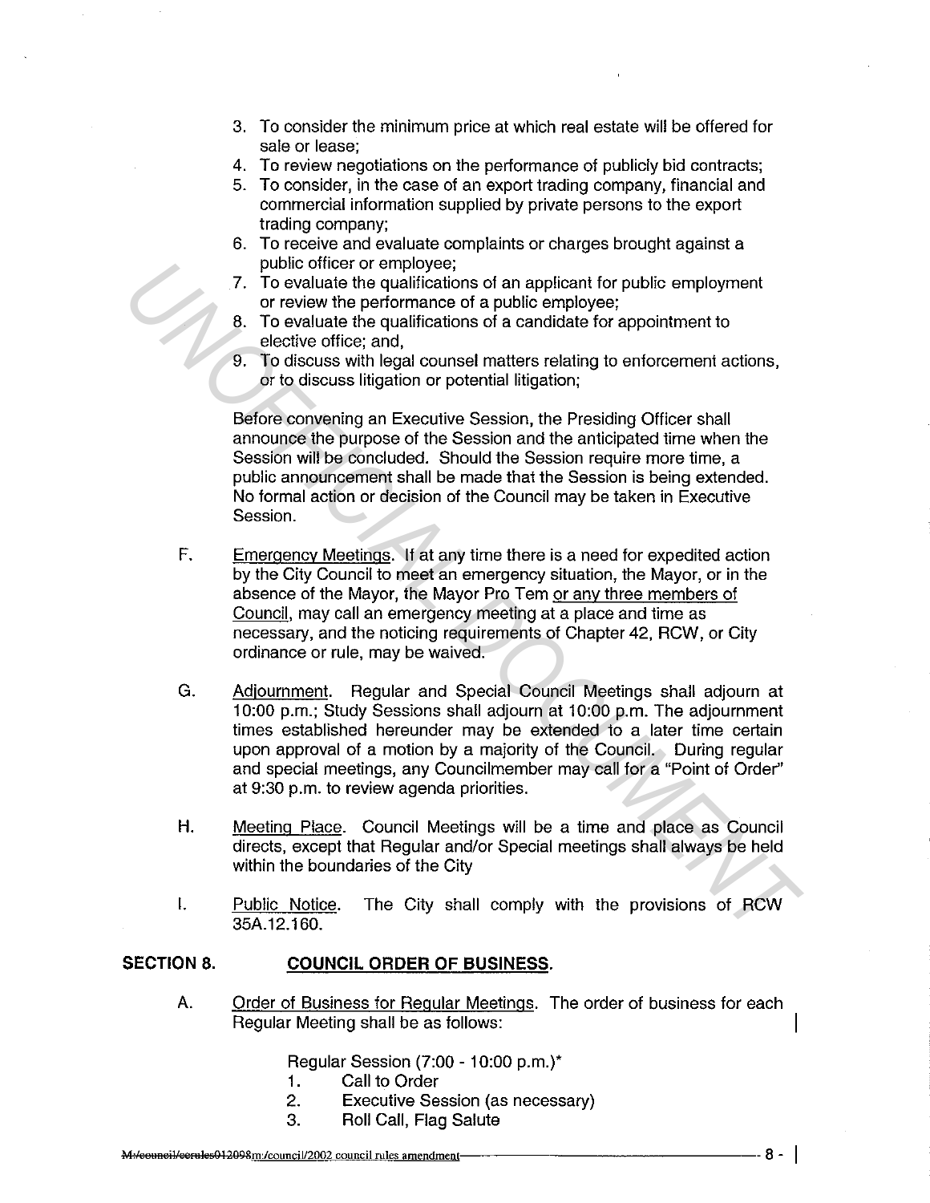3. To consider the minimum price at which real estate will be offered for sale or lease;
4. To review negotiations on the performance of publicly bid contracts;
5. To consider, in the case of an export trading company, financial and commercial information supplied by private persons to the export trading company;
6. To receive and evaluate complaints or charges brought against a public officer or employee;
7. To evaluate the qualifications of an applicant for public employment or review the performance of a public employee;
8. To evaluate the qualifications of a candidate for appointment to elective office; and,
9. To discuss with legal counsel matters relating to enforcement actions, or to discuss litigation or potential litigation;

Before convening an Executive Session, the Presiding Officer shall announce the purpose of the Session and the anticipated time when the Session will be concluded. Should the Session require more time, a public announcement shall be made that the Session is being extended. No formal action or decision of the Council may be taken in Executive Session.

F. Emergency Meetings. If at any time there is a need for expedited action by the City Council to meet an emergency situation, the Mayor, or in the absence of the Mayor, the Mayor Pro Tem or any three members of Council, may call an emergency meeting at a place and time as necessary, and the noticing requirements of Chapter 42, RCW, or City ordinance or rule, may be waived.

G. Adjournment. Regular and Special Council Meetings shall adjourn at 10:00 p.m.; Study Sessions shall adjourn at 10:00 p.m. The adjournment times established hereunder may be extended to a later time certain upon approval of a motion by a majority of the Council. During regular and special meetings, any Councilmember may call for a "Point of Order" at 9:30 p.m. to review agenda priorities.

H. Meeting Place. Council Meetings will be a time and place as Council directs, except that Regular and/or Special meetings shall always be held within the boundaries of the City

I. Public Notice. The City shall comply with the provisions of RCW 35A.12.160.

## SECTION 8. COUNCIL ORDER OF BUSINESS.

A. Order of Business for Regular Meetings. The order of business for each Regular Meeting shall be as follows:

Regular Session (7:00 - 10:00 p.m.)*

1. Call to Order
2. Executive Session (as necessary)
3. Roll Call, Flag Salute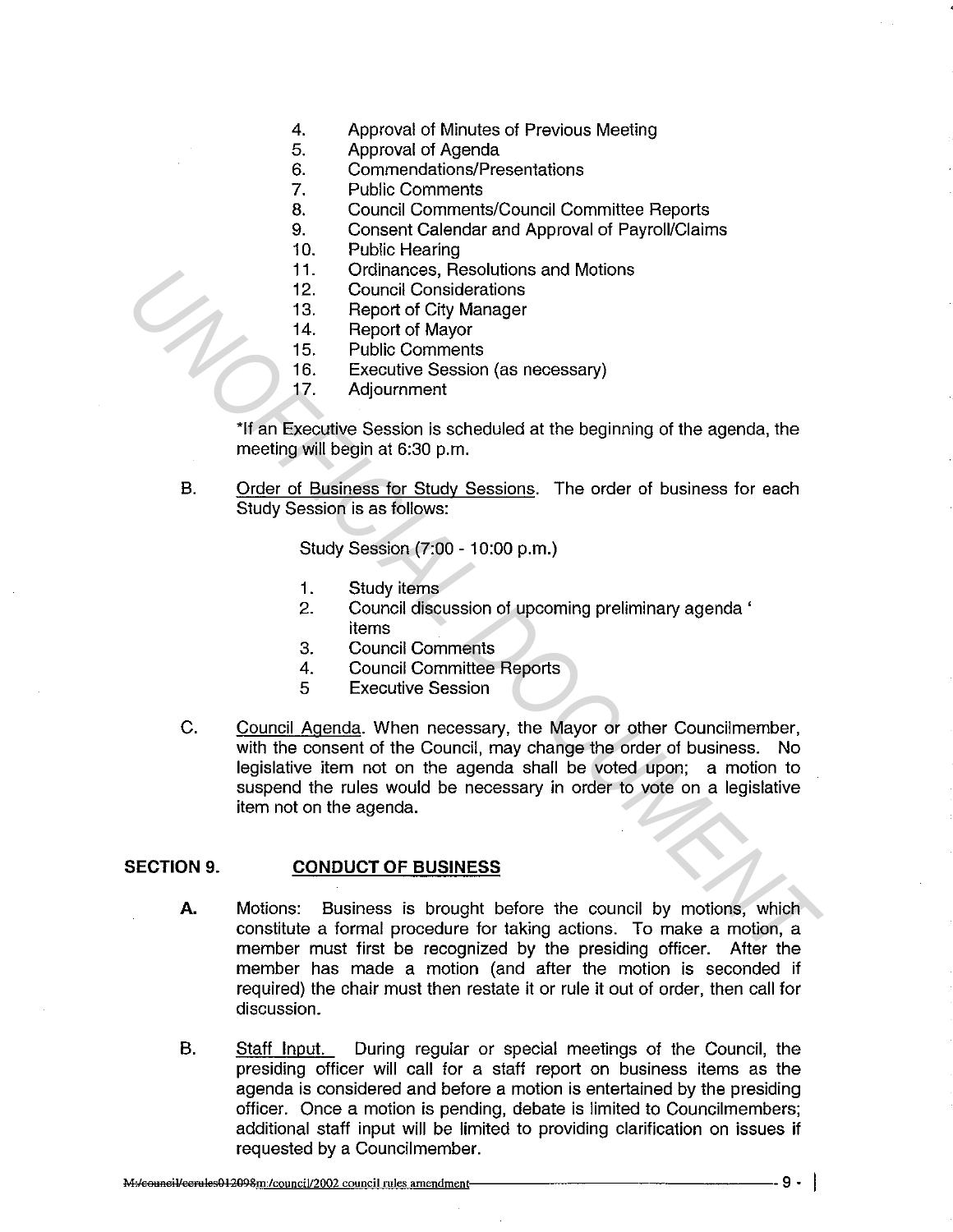4. Approval of Minutes of Previous Meeting
5. Approval of Agenda
6. Commendations/Presentations
7. Public Comments
8. Council Comments/Council Committee Reports
9. Consent Calendar and Approval of Payroll/Claims
10. Public Hearing
11. Ordinances, Resolutions and Motions
12. Council Considerations
13. Report of City Manager
14. Report of Mayor
15. Public Comments
16. Executive Session (as necessary)
17. Adjournment

*If an Executive Session is scheduled at the beginning of the agenda, the meeting will begin at 6:30 p.m.

B. Order of Business for Study Sessions. The order of business for each Study Session is as follows:

Study Session (7:00 - 10:00 p.m.)

1. Study items
2. Council discussion of upcoming preliminary agenda items
3. Council Comments
4. Council Committee Reports
5. Executive Session

C. Council Agenda. When necessary, the Mayor or other Councilmember, with the consent of the Council, may change the order of business. No legislative item not on the agenda shall be voted upon; a motion to suspend the rules would be necessary in order to vote on a legislative item not on the agenda.

## SECTION 9. CONDUCT OF BUSINESS

**A.** Motions: Business is brought before the council by motions, which constitute a formal procedure for taking actions. To make a motion, a member must first be recognized by the presiding officer. After the member has made a motion (and after the motion is seconded if required) the chair must then restate it or rule it out of order, then call for discussion.

B. Staff Input. During regular or special meetings of the Council, the presiding officer will call for a staff report on business items as the agenda is considered and before a motion is entertained by the presiding officer. Once a motion is pending, debate is limited to Councilmembers; additional staff input will be limited to providing clarification on issues if requested by a Councilmember.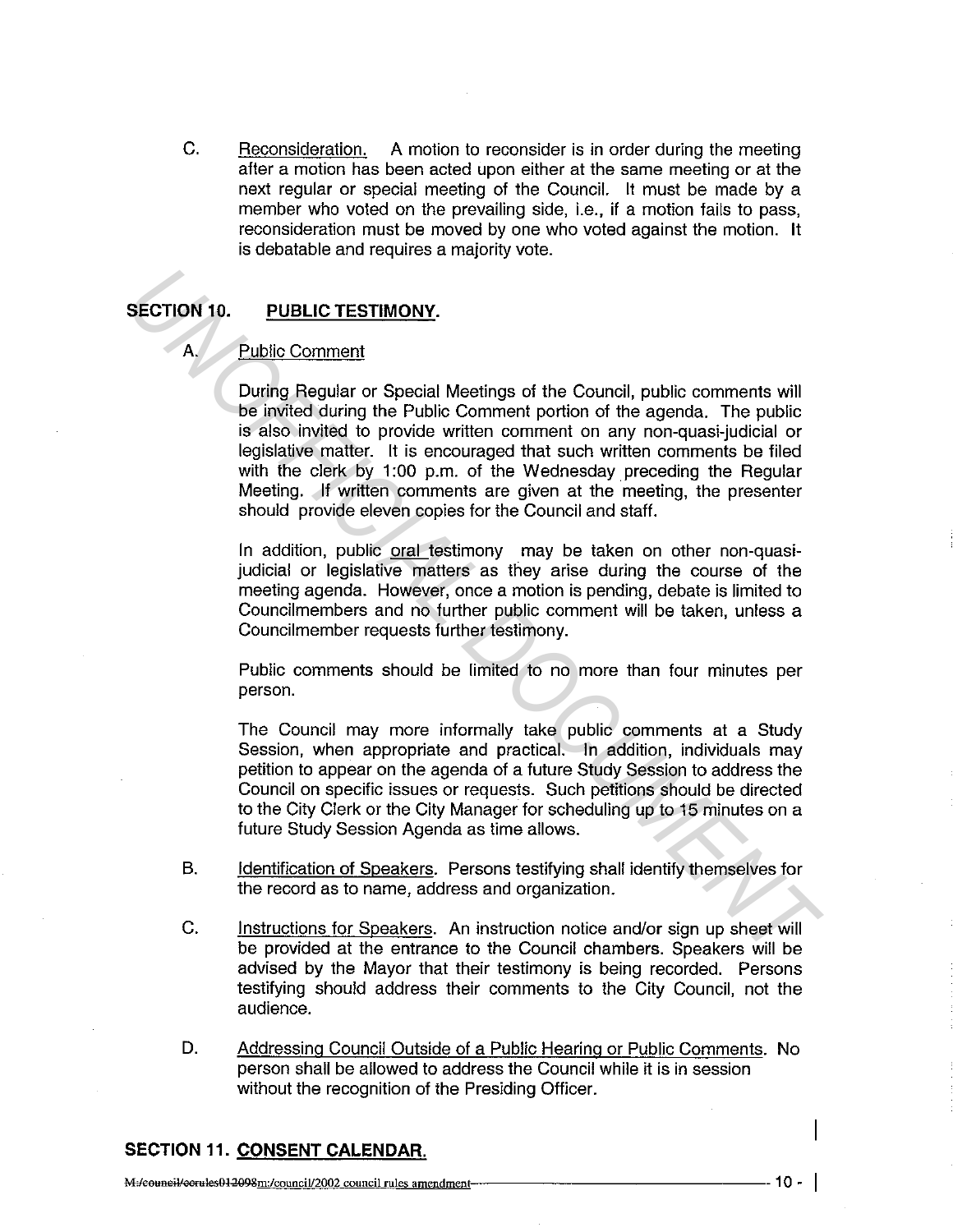C. Reconsideration. A motion to reconsider is in order during the meeting after a motion has been acted upon either at the same meeting or at the next regular or special meeting of the Council. It must be made by a member who voted on the prevailing side, i.e., if a motion fails to pass, reconsideration must be moved by one who voted against the motion. It is debatable and requires a majority vote.

## SECTION 10. PUBLIC TESTIMONY.

A. Public Comment

During Regular or Special Meetings of the Council, public comments will be invited during the Public Comment portion of the agenda. The public is also invited to provide written comment on any non-quasi-judicial or legislative matter. It is encouraged that such written comments be filed with the clerk by 1:00 p.m. of the Wednesday preceding the Regular Meeting. If written comments are given at the meeting, the presenter should provide eleven copies for the Council and staff.

In addition, public oral testimony may be taken on other non-quasi-judicial or legislative matters as they arise during the course of the meeting agenda. However, once a motion is pending, debate is limited to Councilmembers and no further public comment will be taken, unless a Councilmember requests further testimony.

Public comments should be limited to no more than four minutes per person.

The Council may more informally take public comments at a Study Session, when appropriate and practical. In addition, individuals may petition to appear on the agenda of a future Study Session to address the Council on specific issues or requests. Such petitions should be directed to the City Clerk or the City Manager for scheduling up to 15 minutes on a future Study Session Agenda as time allows.

B. Identification of Speakers. Persons testifying shall identify themselves for the record as to name, address and organization.

C. Instructions for Speakers. An instruction notice and/or sign up sheet will be provided at the entrance to the Council chambers. Speakers will be advised by the Mayor that their testimony is being recorded. Persons testifying should address their comments to the City Council, not the audience.

D. Addressing Council Outside of a Public Hearing or Public Comments. No person shall be allowed to address the Council while it is in session without the recognition of the Presiding Officer.

## SECTION 11. CONSENT CALENDAR.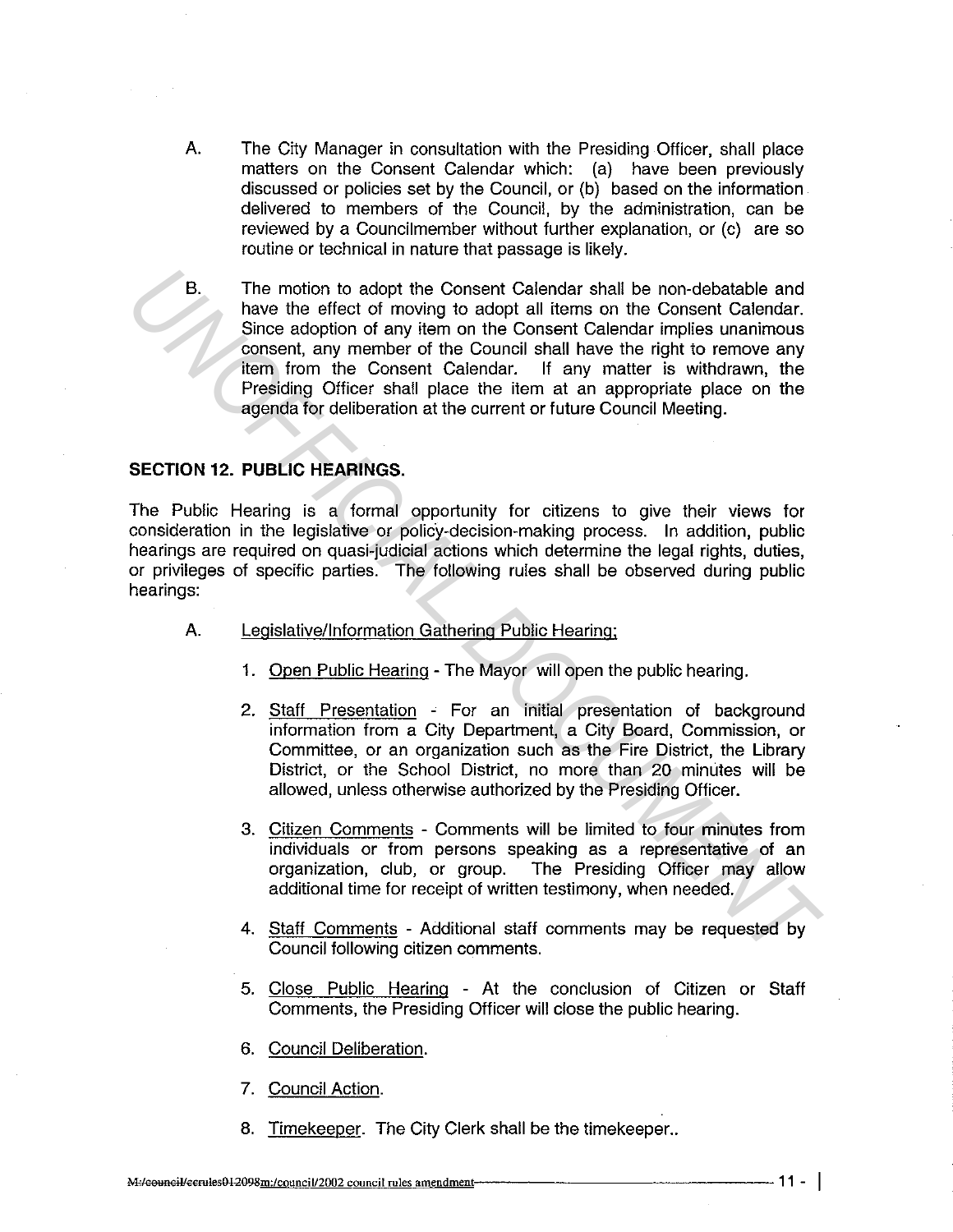A. The City Manager in consultation with the Presiding Officer, shall place matters on the Consent Calendar which: (a) have been previously discussed or policies set by the Council, or (b) based on the information delivered to members of the Council, by the administration, can be reviewed by a Councilmember without further explanation, or (c) are so routine or technical in nature that passage is likely.

B. The motion to adopt the Consent Calendar shall be non-debatable and have the effect of moving to adopt all items on the Consent Calendar. Since adoption of any item on the Consent Calendar implies unanimous consent, any member of the Council shall have the right to remove any item from the Consent Calendar. If any matter is withdrawn, the Presiding Officer shall place the item at an appropriate place on the agenda for deliberation at the current or future Council Meeting.

## SECTION 12. PUBLIC HEARINGS.

The Public Hearing is a formal opportunity for citizens to give their views for consideration in the legislative or policy-decision-making process. In addition, public hearings are required on quasi-judicial actions which determine the legal rights, duties, or privileges of specific parties. The following rules shall be observed during public hearings:

A. Legislative/Information Gathering Public Hearing;

1. Open Public Hearing - The Mayor will open the public hearing.

2. Staff Presentation - For an initial presentation of background information from a City Department, a City Board, Commission, or Committee, or an organization such as the Fire District, the Library District, or the School District, no more than 20 minutes will be allowed, unless otherwise authorized by the Presiding Officer.

3. Citizen Comments - Comments will be limited to four minutes from individuals or from persons speaking as a representative of an organization, club, or group. The Presiding Officer may allow additional time for receipt of written testimony, when needed.

4. Staff Comments - Additional staff comments may be requested by Council following citizen comments.

5. Close Public Hearing - At the conclusion of Citizen or Staff Comments, the Presiding Officer will close the public hearing.

6. Council Deliberation.

7. Council Action.

8. Timekeeper. The City Clerk shall be the timekeeper..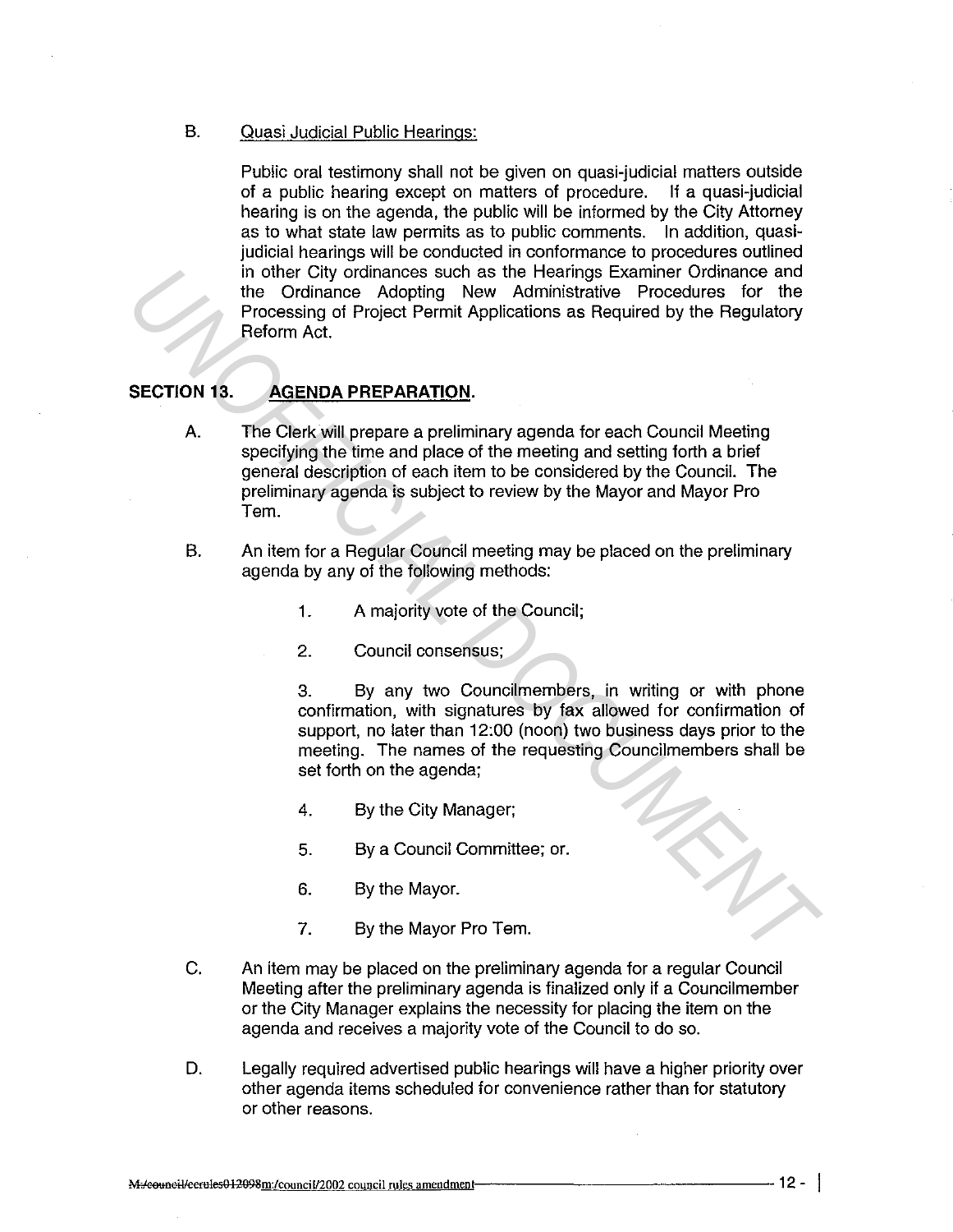B. Quasi Judicial Public Hearings:

Public oral testimony shall not be given on quasi-judicial matters outside of a public hearing except on matters of procedure. If a quasi-judicial hearing is on the agenda, the public will be informed by the City Attorney as to what state law permits as to public comments. In addition, quasi-judicial hearings will be conducted in conformance to procedures outlined in other City ordinances such as the Hearings Examiner Ordinance and the Ordinance Adopting New Administrative Procedures for the Processing of Project Permit Applications as Required by the Regulatory Reform Act.

## SECTION 13. AGENDA PREPARATION.

A. The Clerk will prepare a preliminary agenda for each Council Meeting specifying the time and place of the meeting and setting forth a brief general description of each item to be considered by the Council. The preliminary agenda is subject to review by the Mayor and Mayor Pro Tem.

B. An item for a Regular Council meeting may be placed on the preliminary agenda by any of the following methods:

1. A majority vote of the Council;

2. Council consensus;

3. By any two Councilmembers, in writing or with phone confirmation, with signatures by fax allowed for confirmation of support, no later than 12:00 (noon) two business days prior to the meeting. The names of the requesting Councilmembers shall be set forth on the agenda;

4. By the City Manager;

5. By a Council Committee; or.

6. By the Mayor.

7. By the Mayor Pro Tem.

C. An item may be placed on the preliminary agenda for a regular Council Meeting after the preliminary agenda is finalized only if a Councilmember or the City Manager explains the necessity for placing the item on the agenda and receives a majority vote of the Council to do so.

D. Legally required advertised public hearings will have a higher priority over other agenda items scheduled for convenience rather than for statutory or other reasons.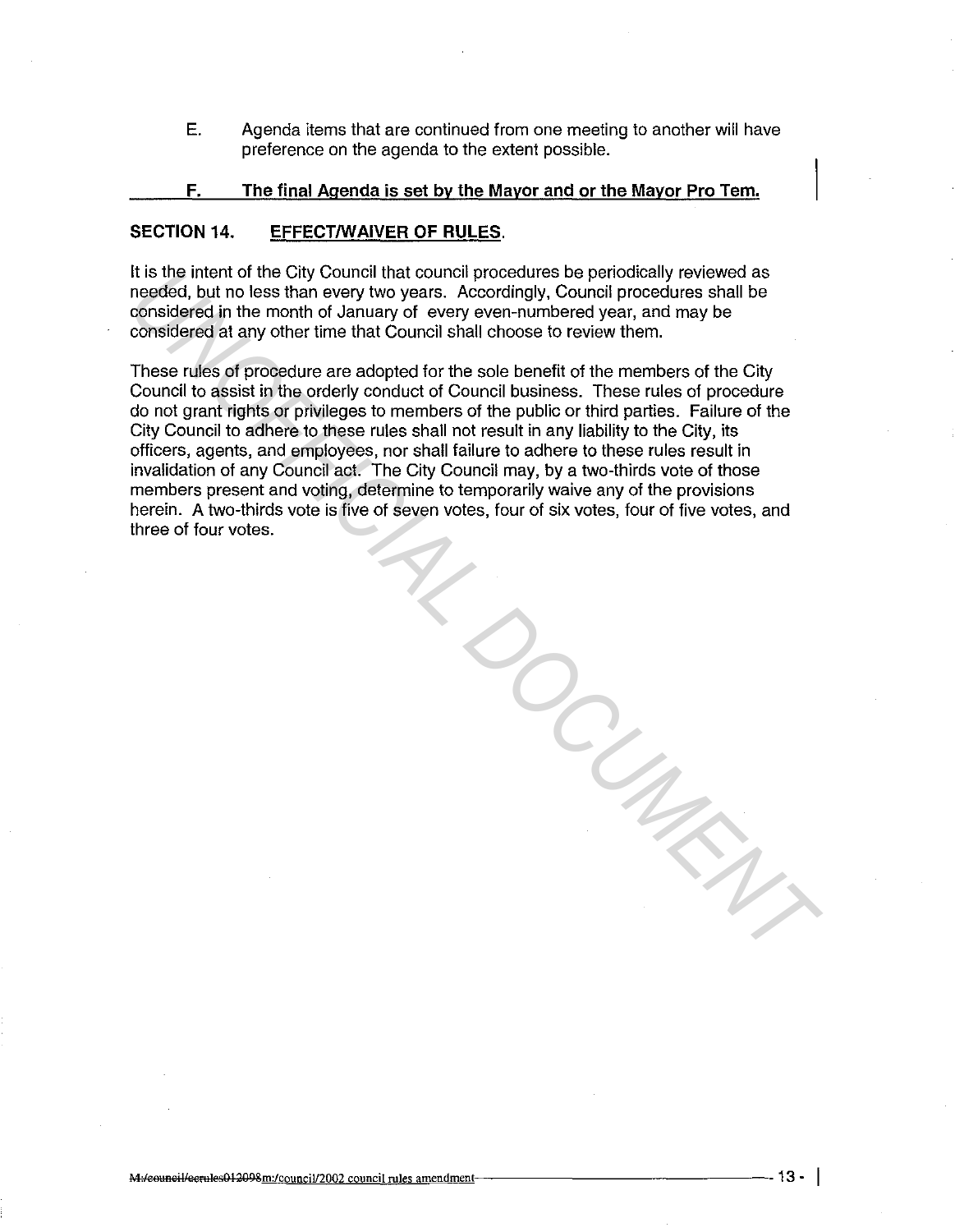E. Agenda items that are continued from one meeting to another will have preference on the agenda to the extent possible.

**F. The final Agenda is set by the Mayor and or the Mayor Pro Tem.**

## SECTION 14. EFFECT/WAIVER OF RULES.

It is the intent of the City Council that council procedures be periodically reviewed as needed, but no less than every two years. Accordingly, Council procedures shall be considered in the month of January of every even-numbered year, and may be considered at any other time that Council shall choose to review them.

These rules of procedure are adopted for the sole benefit of the members of the City Council to assist in the orderly conduct of Council business. These rules of procedure do not grant rights or privileges to members of the public or third parties. Failure of the City Council to adhere to these rules shall not result in any liability to the City, its officers, agents, and employees, nor shall failure to adhere to these rules result in invalidation of any Council act. The City Council may, by a two-thirds vote of those members present and voting, determine to temporarily waive any of the provisions herein. A two-thirds vote is five of seven votes, four of six votes, four of five votes, and three of four votes.